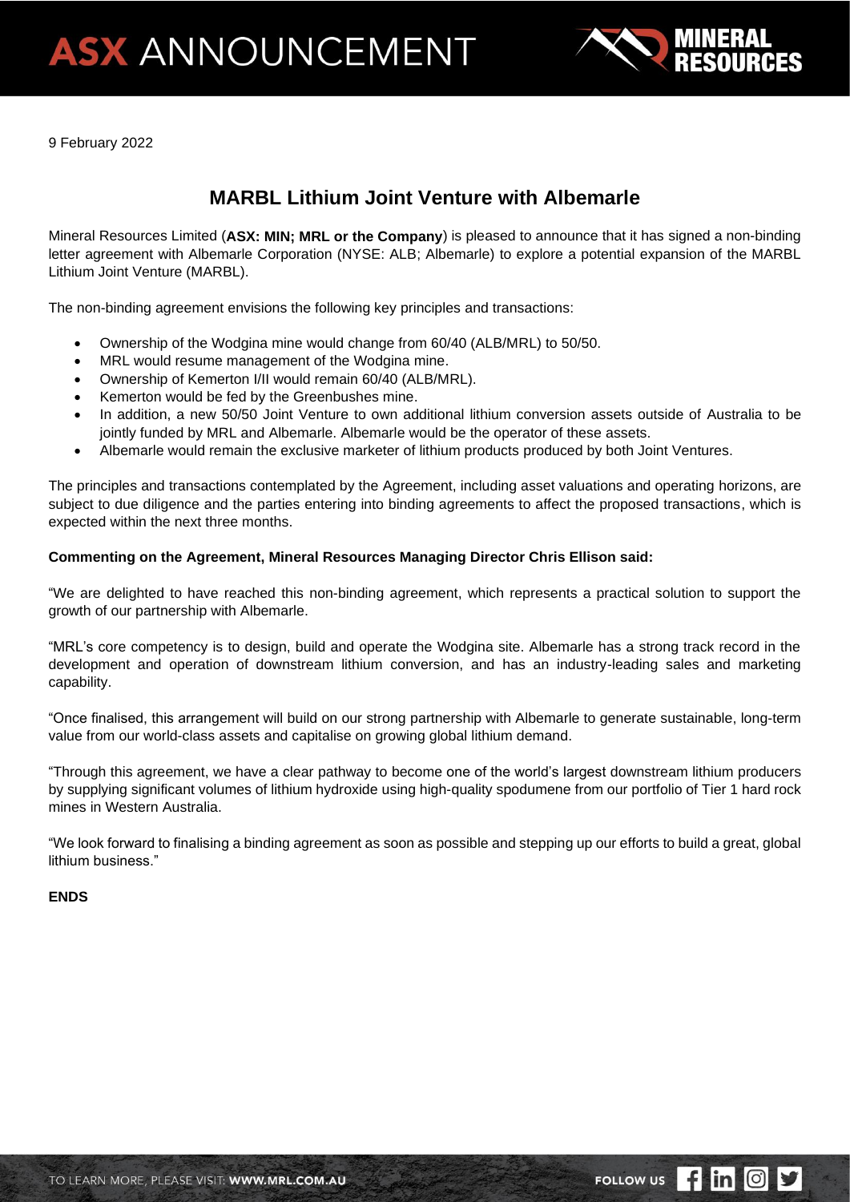# ASX ANNOUNCEMENT

9 February 2022

## MARBL Lithium Joint Venture with Albemarle

Mineral Resources Limited (**ASX: MIN; MRL or the Company**) is pleased to announce that it has signed a non-binding letter agreement with Albemarle Corporation (NYSE: ALB; Albemarle) to explore a potential expansion of the MARBL Lithium Joint Venture (MARBL).

The non-binding agreement envisions the following key principles and transactions:

- Ownership of the Wodgina mine would change from 60/40 (ALB/MRL) to 50/50.
- MRL would resume management of the Wodgina mine.
- Ownership of Kemerton I/II would remain 60/40 (ALB/MRL).
- Kemerton would be fed by the Greenbushes mine.
- In addition, a new 50/50 Joint Venture to own additional lithium conversion assets outside of Australia to be jointly funded by MRL and Albemarle. Albemarle would be the operator of these assets.
- Albemarle would remain the exclusive marketer of lithium products produced by both Joint Ventures.

The principles and transactions contemplated by the Agreement, including asset valuations and operating horizons, are subject to due diligence and the parties entering into binding agreements to affect the proposed transactions, which is expected within the next three months.

**Commenting on the Agreement, Mineral Resources Managing Director Chris Ellison said:**

"We are delighted to have reached this non-binding agreement, which represents a practical solution to support the growth of our partnership with Albemarle.

"MRL's core competency is to design, build and operate the Wodgina site. Albemarle has a strong track record in the development and operation of downstream lithium conversion, and has an industry-leading sales and marketing capability.

"Once finalised, this arrangement will build on our strong partnership with Albemarle to generate sustainable, long-term value from our world-class assets and capitalise on growing global lithium demand.

"Through this agreement, we have a clear pathway to become one of the world's largest downstream lithium producers by supplying significant volumes of lithium hydroxide using high-quality spodumene from our portfolio of Tier 1 hard rock mines in Western Australia.

"We look forward to finalising a binding agreement as soon as possible and stepping up our efforts to build a great, global lithium business."

**ENDS**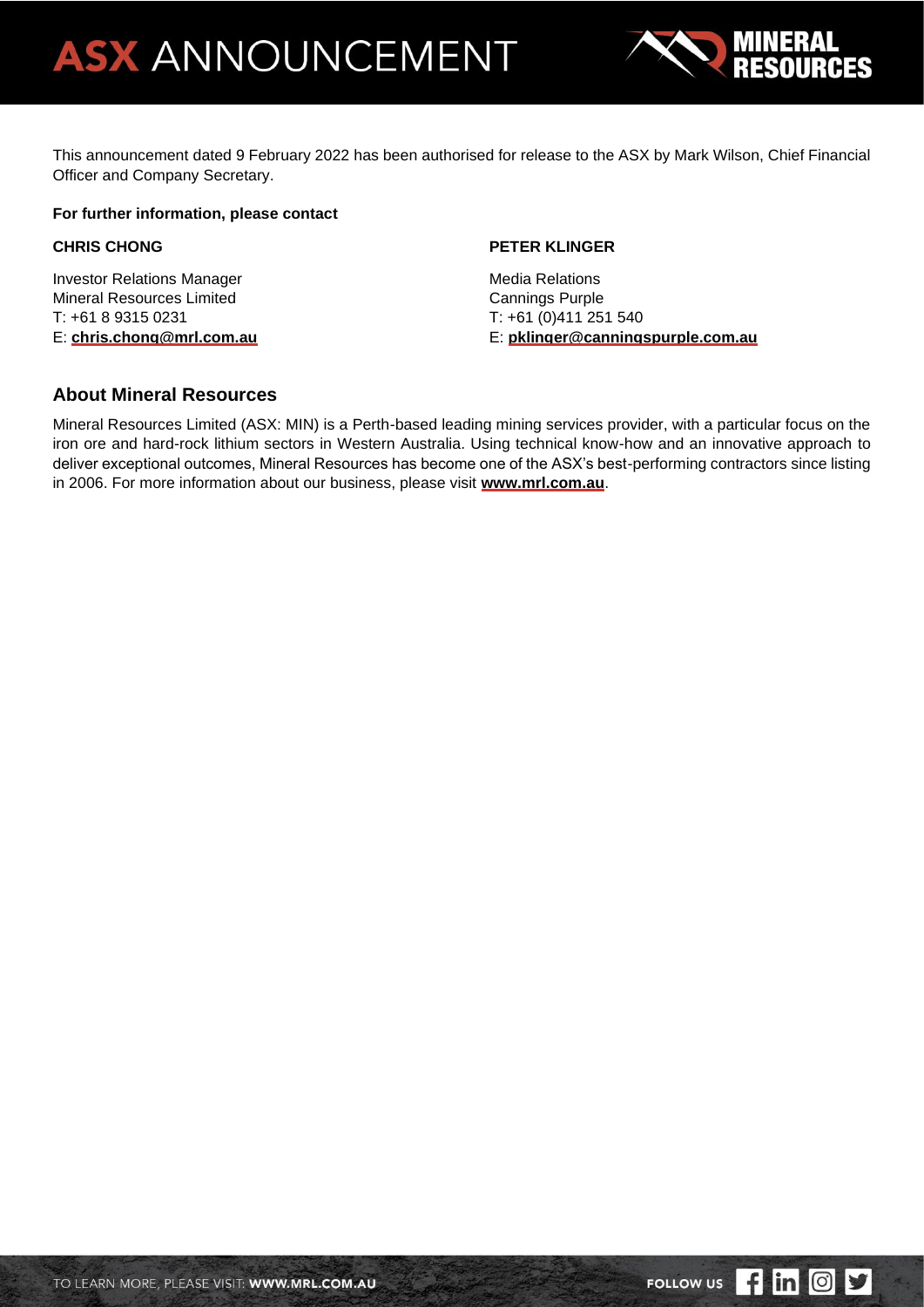This announcement dated 9 February 2022 has been authorised for release to the ASX by Mark Wilson, Chief Financial Officer and Company Secretary.

**For further information, please contact**

**CHRIS CHONG**

Investor Relations Manager
Mineral Resources Limited
T: +61 8 9315 0231
E: **chris.chong@mrl.com.au**

**PETER KLINGER**

Media Relations
Cannings Purple
T: +61 (0)411 251 540
E: **pklinger@canningspurple.com.au**

## About Mineral Resources

Mineral Resources Limited (ASX: MIN) is a Perth-based leading mining services provider, with a particular focus on the iron ore and hard-rock lithium sectors in Western Australia. Using technical know-how and an innovative approach to deliver exceptional outcomes, Mineral Resources has become one of the ASX's best-performing contractors since listing in 2006. For more information about our business, please visit **www.mrl.com.au**.